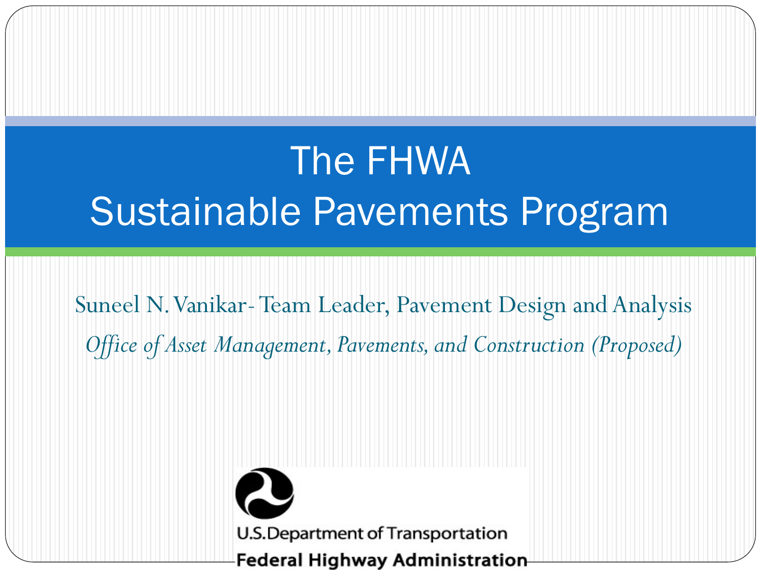# The FHWA Sustainable Pavements Program

Suneel N. Vanikar- Team Leader, Pavement Design and Analysis

*Office of Asset Management, Pavements, and Construction (Proposed)*

U.S. Department of Transportation

**Federal Highway Administration**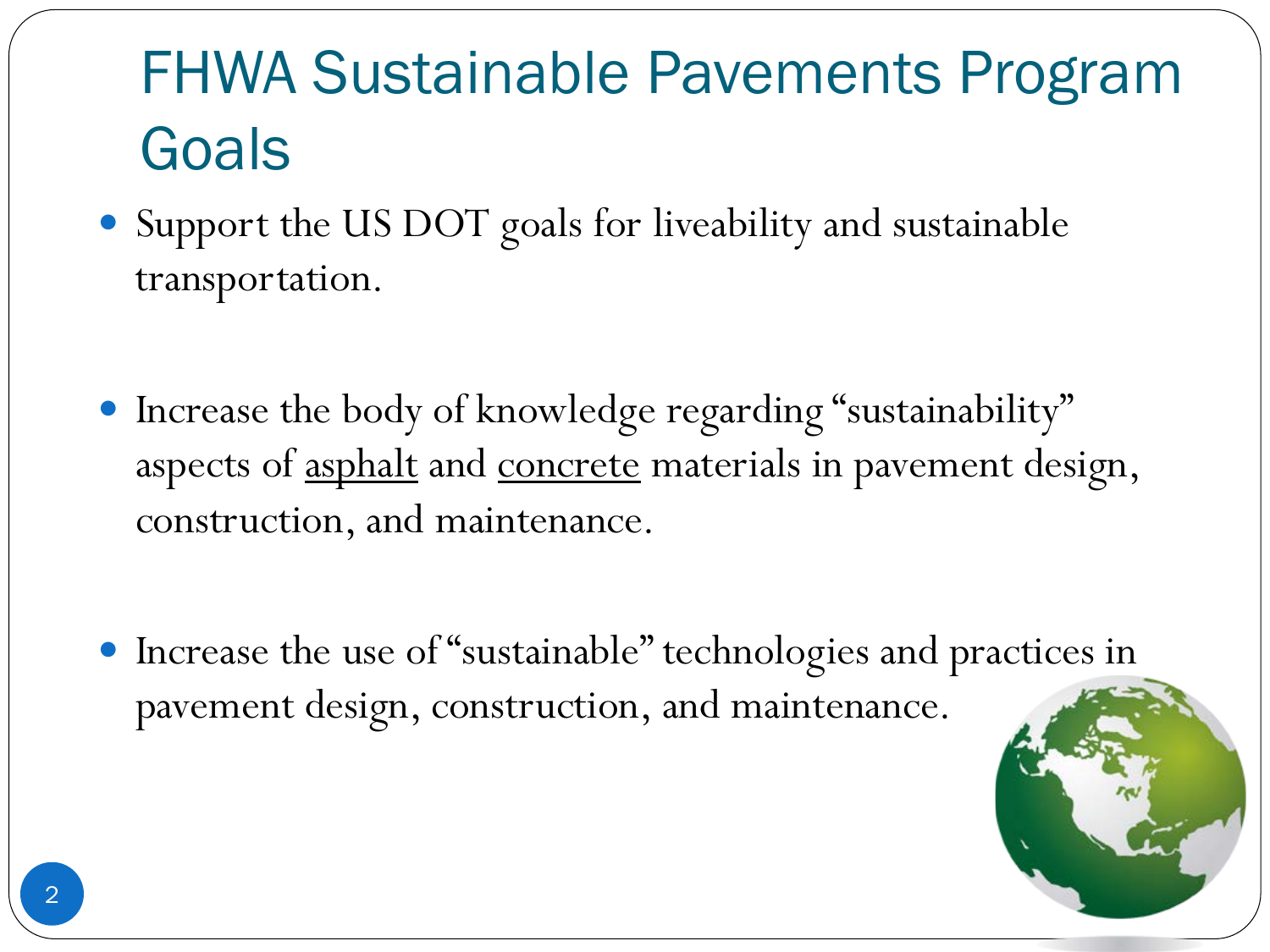# FHWA Sustainable Pavements Program Goals

- Support the US DOT goals for liveability and sustainable transportation.
- Increase the body of knowledge regarding "sustainability" aspects of asphalt and concrete materials in pavement design, construction, and maintenance.
- Increase the use of "sustainable" technologies and practices in pavement design, construction, and maintenance.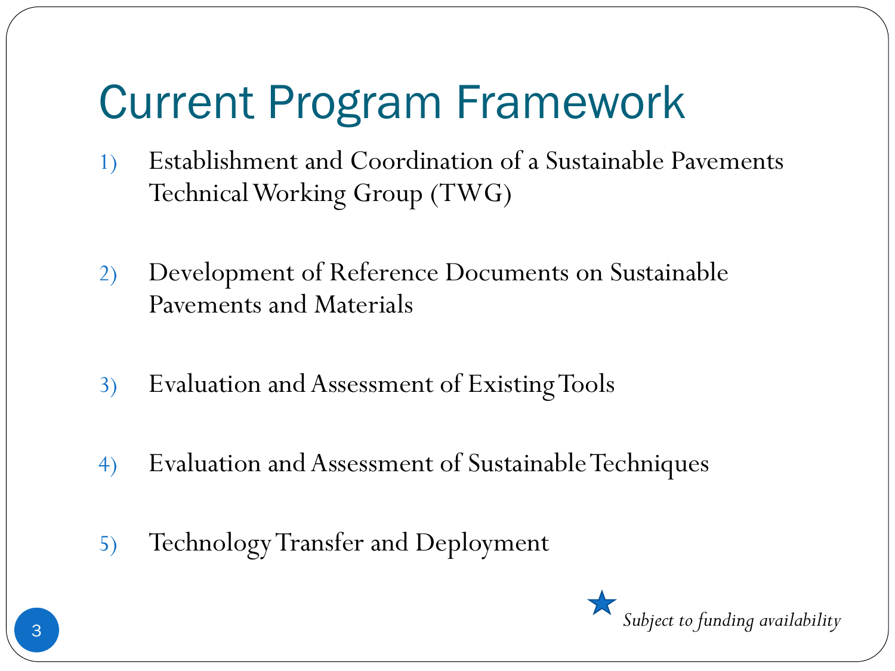# Current Program Framework

1) Establishment and Coordination of a Sustainable Pavements Technical Working Group (TWG)

2) Development of Reference Documents on Sustainable Pavements and Materials

3) Evaluation and Assessment of Existing Tools

4) Evaluation and Assessment of Sustainable Techniques

5) Technology Transfer and Deployment

★ *Subject to funding availability*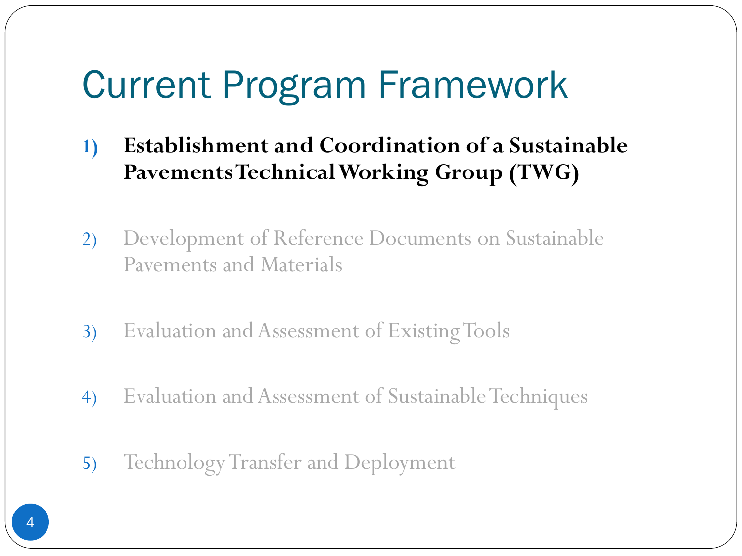# Current Program Framework

1) **Establishment and Coordination of a Sustainable Pavements Technical Working Group (TWG)**

2) Development of Reference Documents on Sustainable Pavements and Materials

3) Evaluation and Assessment of Existing Tools

4) Evaluation and Assessment of Sustainable Techniques

5) Technology Transfer and Deployment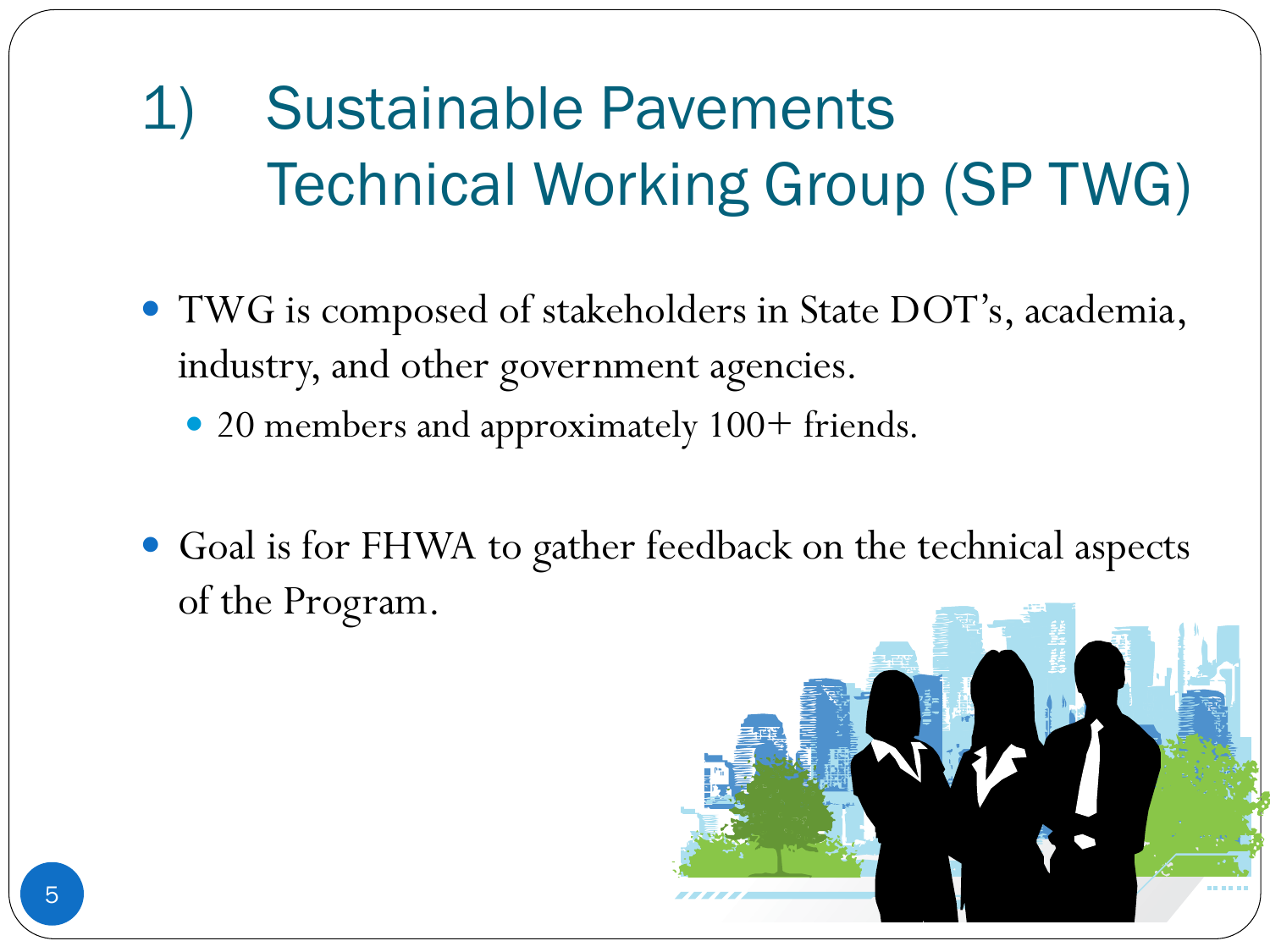# 1) Sustainable Pavements Technical Working Group (SP TWG)

- TWG is composed of stakeholders in State DOT's, academia, industry, and other government agencies.
  - 20 members and approximately 100+ friends.

- Goal is for FHWA to gather feedback on the technical aspects of the Program.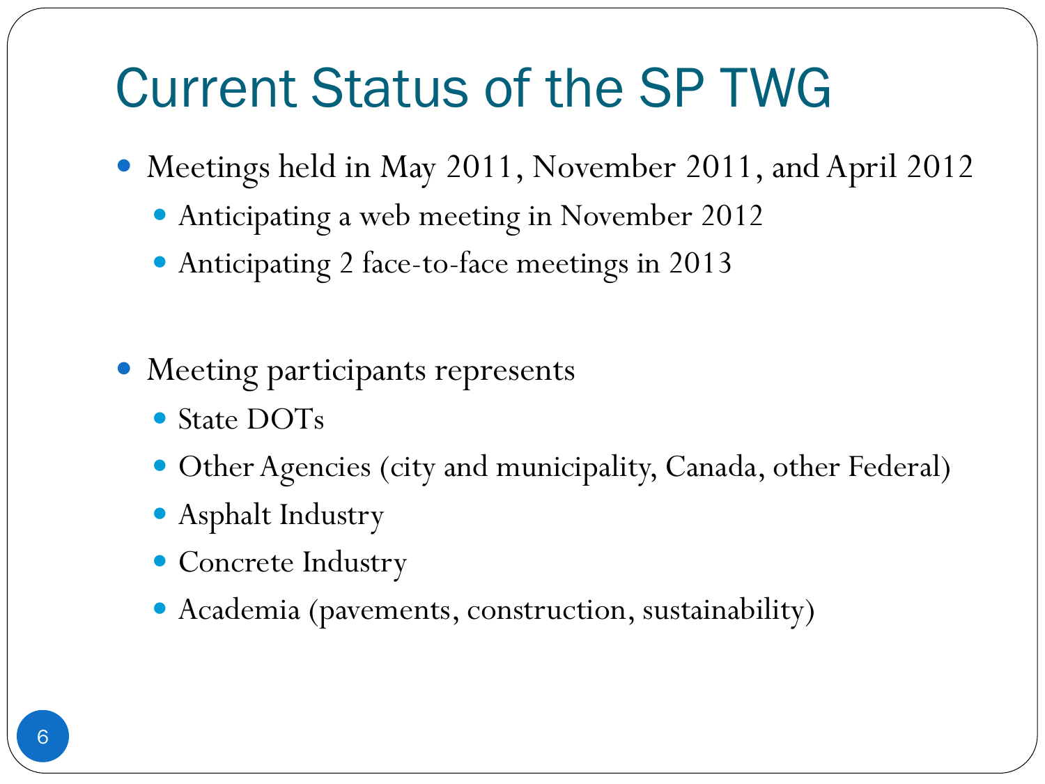# Current Status of the SP TWG

- Meetings held in May 2011, November 2011, and April 2012
  - Anticipating a web meeting in November 2012
  - Anticipating 2 face-to-face meetings in 2013

- Meeting participants represents
  - State DOTs
  - Other Agencies (city and municipality, Canada, other Federal)
  - Asphalt Industry
  - Concrete Industry
  - Academia (pavements, construction, sustainability)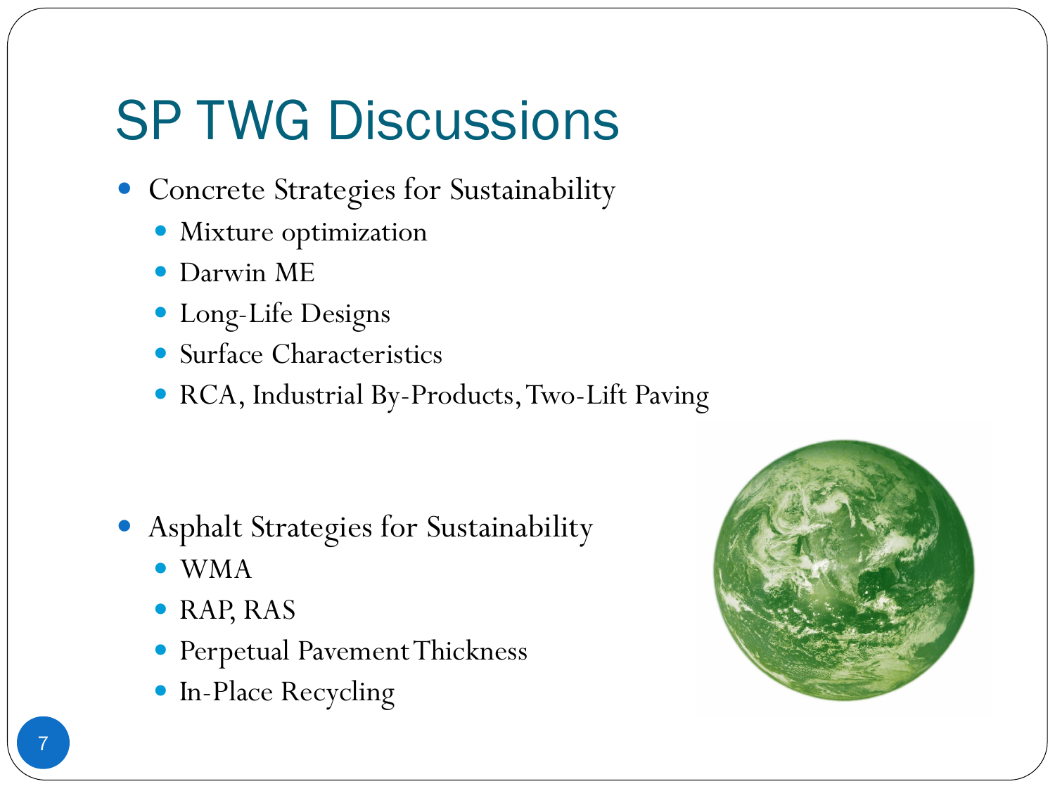# SP TWG Discussions

- Concrete Strategies for Sustainability
  - Mixture optimization
  - Darwin ME
  - Long-Life Designs
  - Surface Characteristics
  - RCA, Industrial By-Products, Two-Lift Paving

- Asphalt Strategies for Sustainability
  - WMA
  - RAP, RAS
  - Perpetual Pavement Thickness
  - In-Place Recycling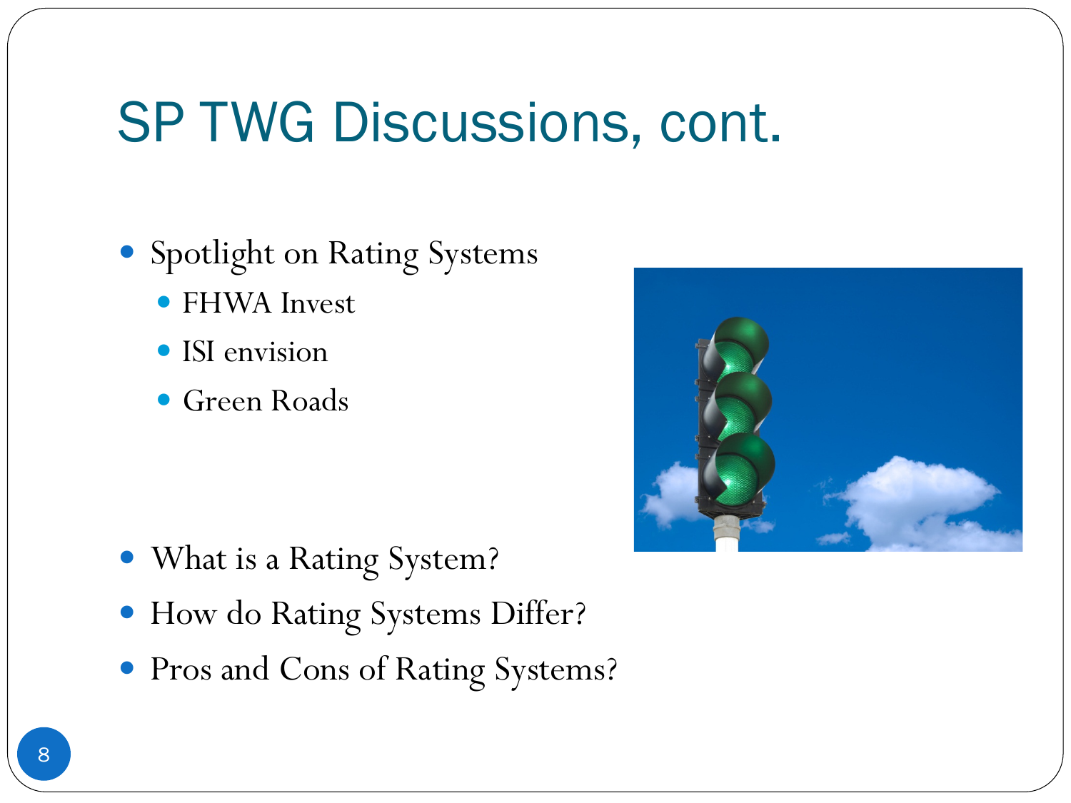# SP TWG Discussions, cont.

- Spotlight on Rating Systems
  - FHWA Invest
  - ISI envision
  - Green Roads
- What is a Rating System?
- How do Rating Systems Differ?
- Pros and Cons of Rating Systems?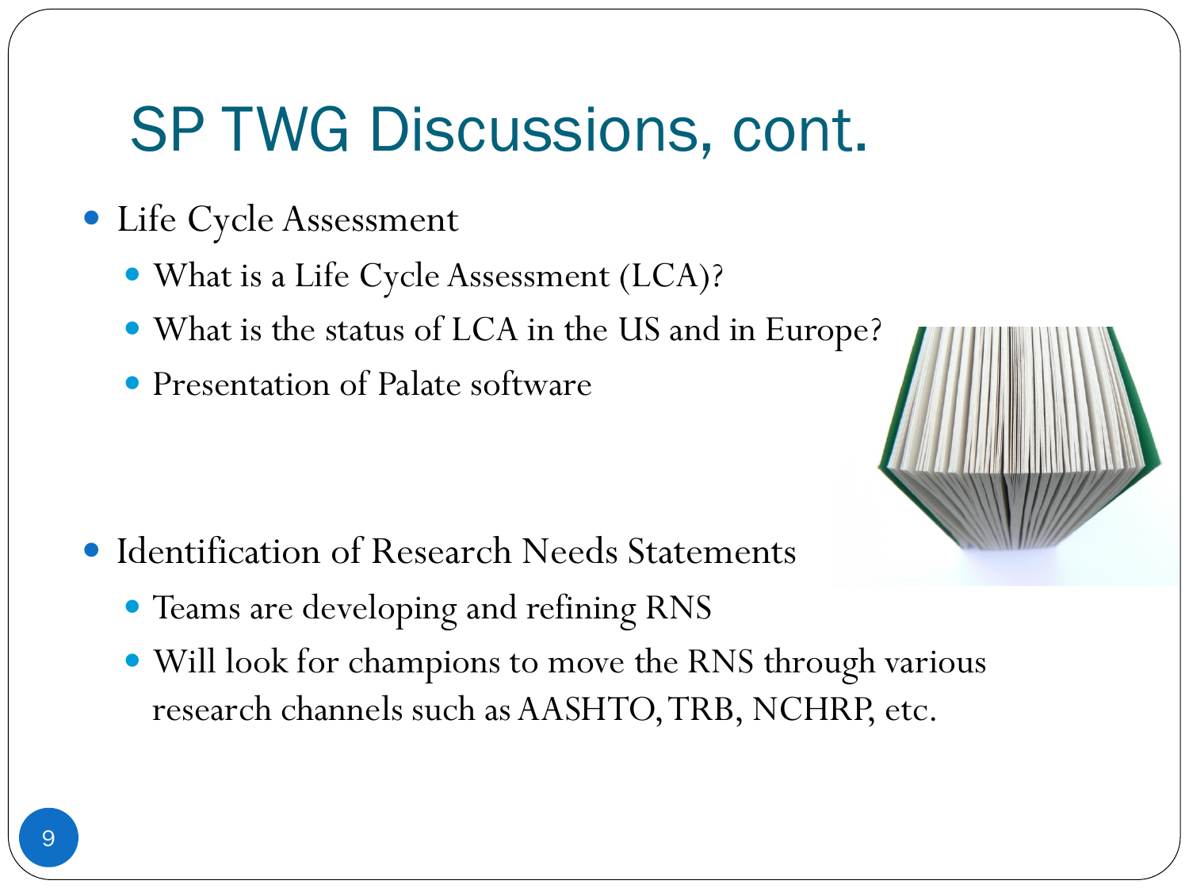# SP TWG Discussions, cont.

- Life Cycle Assessment
  - What is a Life Cycle Assessment (LCA)?
  - What is the status of LCA in the US and in Europe?
  - Presentation of Palate software

- Identification of Research Needs Statements
  - Teams are developing and refining RNS
  - Will look for champions to move the RNS through various research channels such as AASHTO, TRB, NCHRP, etc.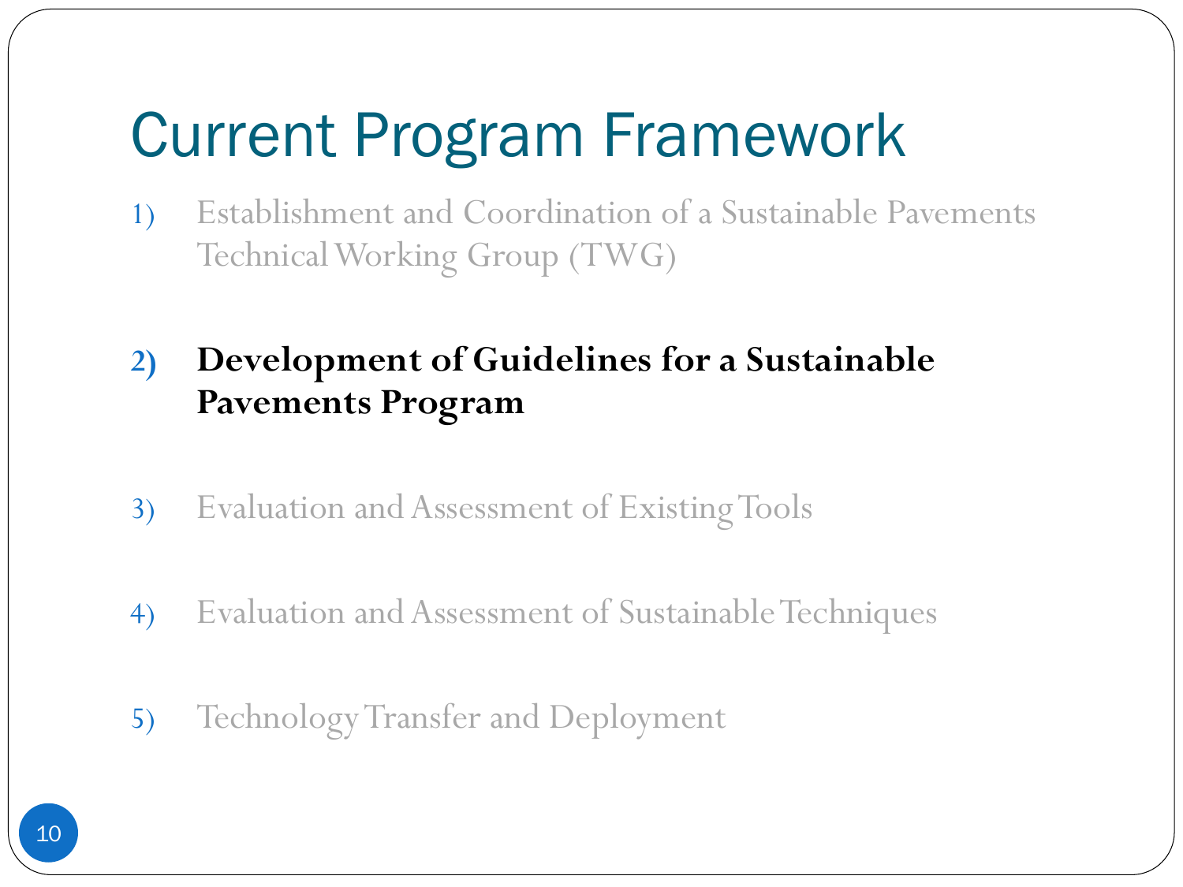# Current Program Framework

1) Establishment and Coordination of a Sustainable Pavements Technical Working Group (TWG)

2) **Development of Guidelines for a Sustainable Pavements Program**

3) Evaluation and Assessment of Existing Tools

4) Evaluation and Assessment of Sustainable Techniques

5) Technology Transfer and Deployment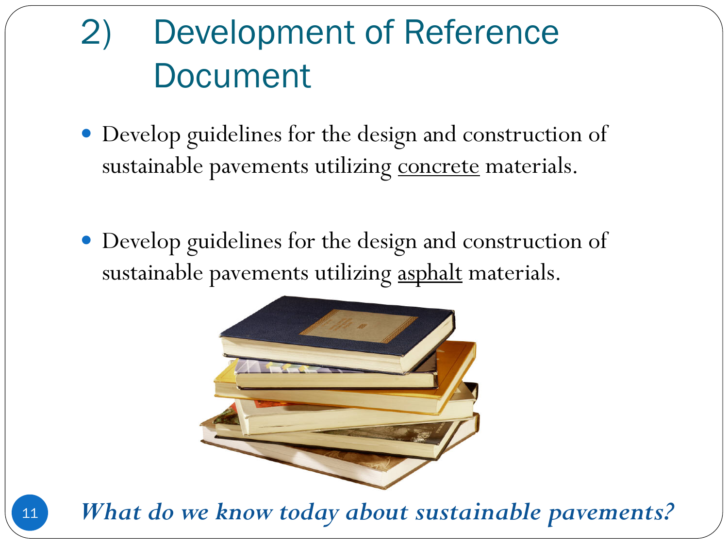# 2) Development of Reference Document

- Develop guidelines for the design and construction of sustainable pavements utilizing <u>concrete</u> materials.

- Develop guidelines for the design and construction of sustainable pavements utilizing <u>asphalt</u> materials.

***What do we know today about sustainable pavements?***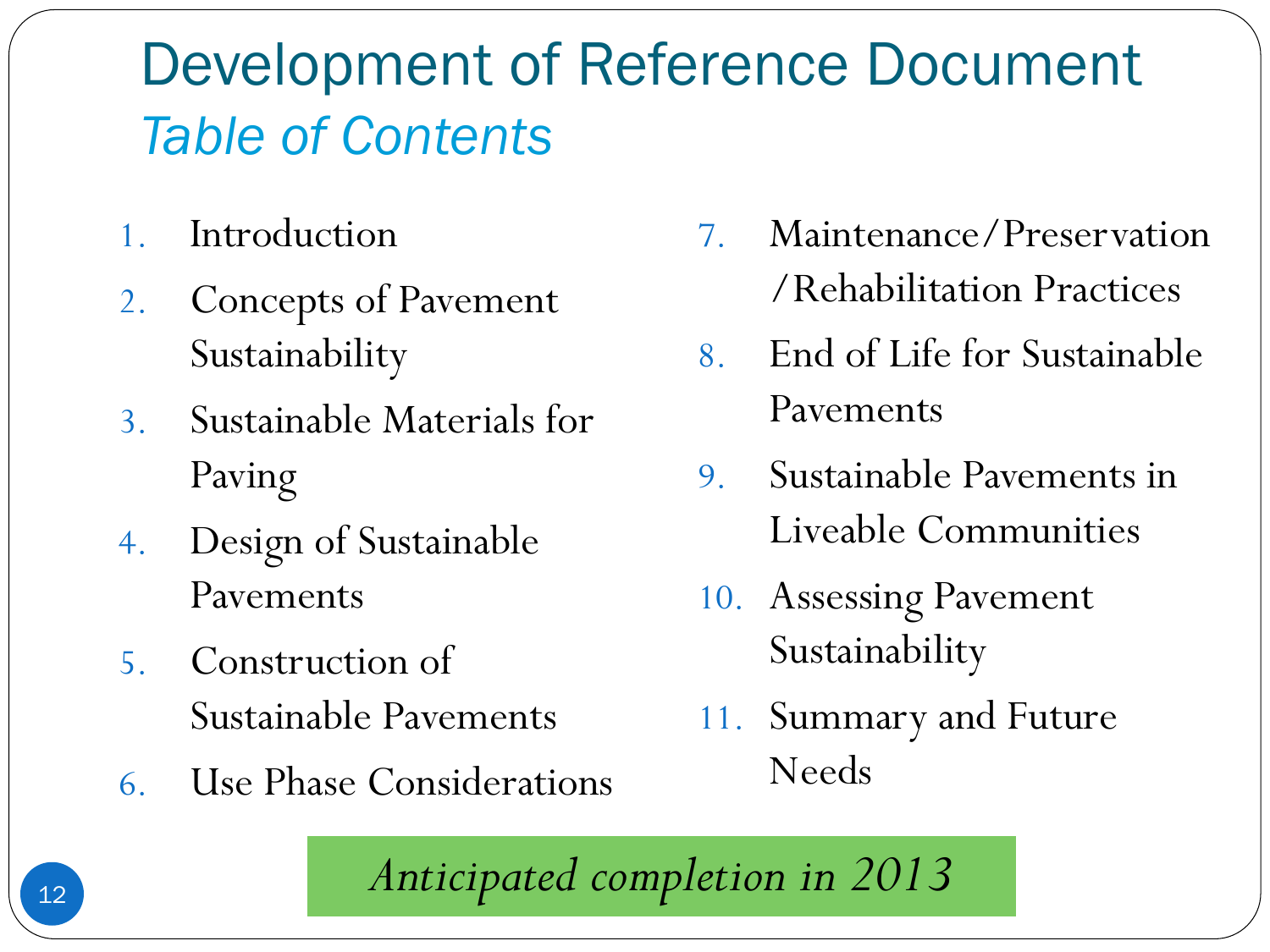# Development of Reference Document

## *Table of Contents*

1. Introduction
2. Concepts of Pavement Sustainability
3. Sustainable Materials for Paving
4. Design of Sustainable Pavements
5. Construction of Sustainable Pavements
6. Use Phase Considerations
7. Maintenance/Preservation/Rehabilitation Practices
8. End of Life for Sustainable Pavements
9. Sustainable Pavements in Liveable Communities
10. Assessing Pavement Sustainability
11. Summary and Future Needs

*Anticipated completion in 2013*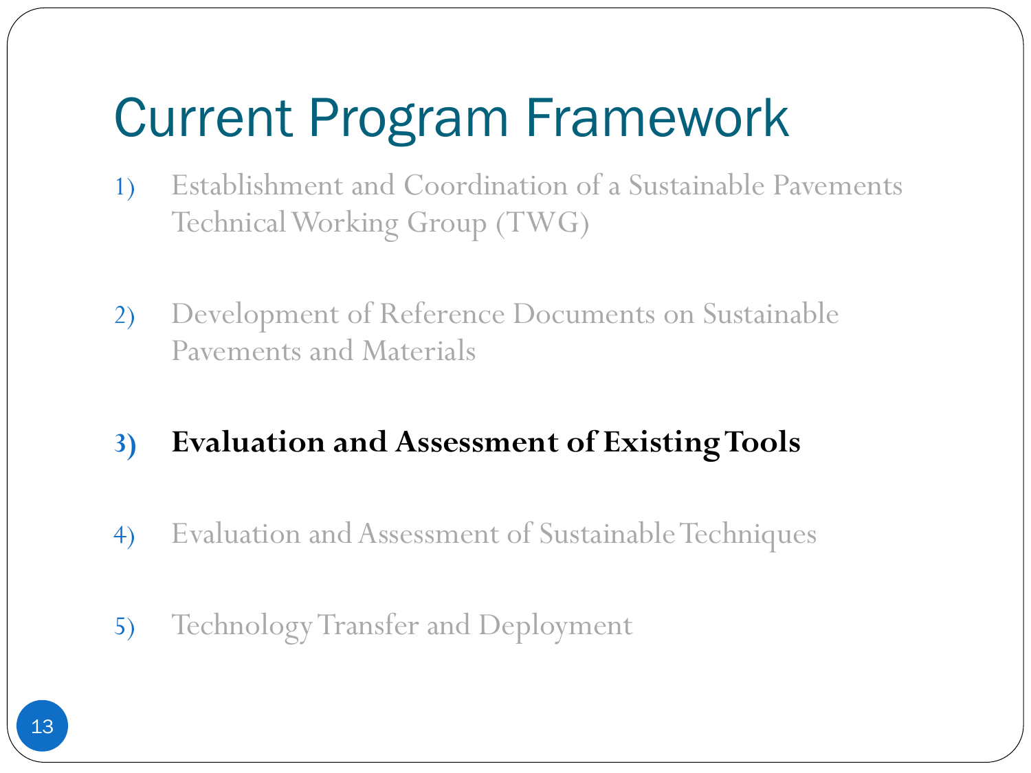# Current Program Framework

1) Establishment and Coordination of a Sustainable Pavements Technical Working Group (TWG)

2) Development of Reference Documents on Sustainable Pavements and Materials

3) **Evaluation and Assessment of Existing Tools**

4) Evaluation and Assessment of Sustainable Techniques

5) Technology Transfer and Deployment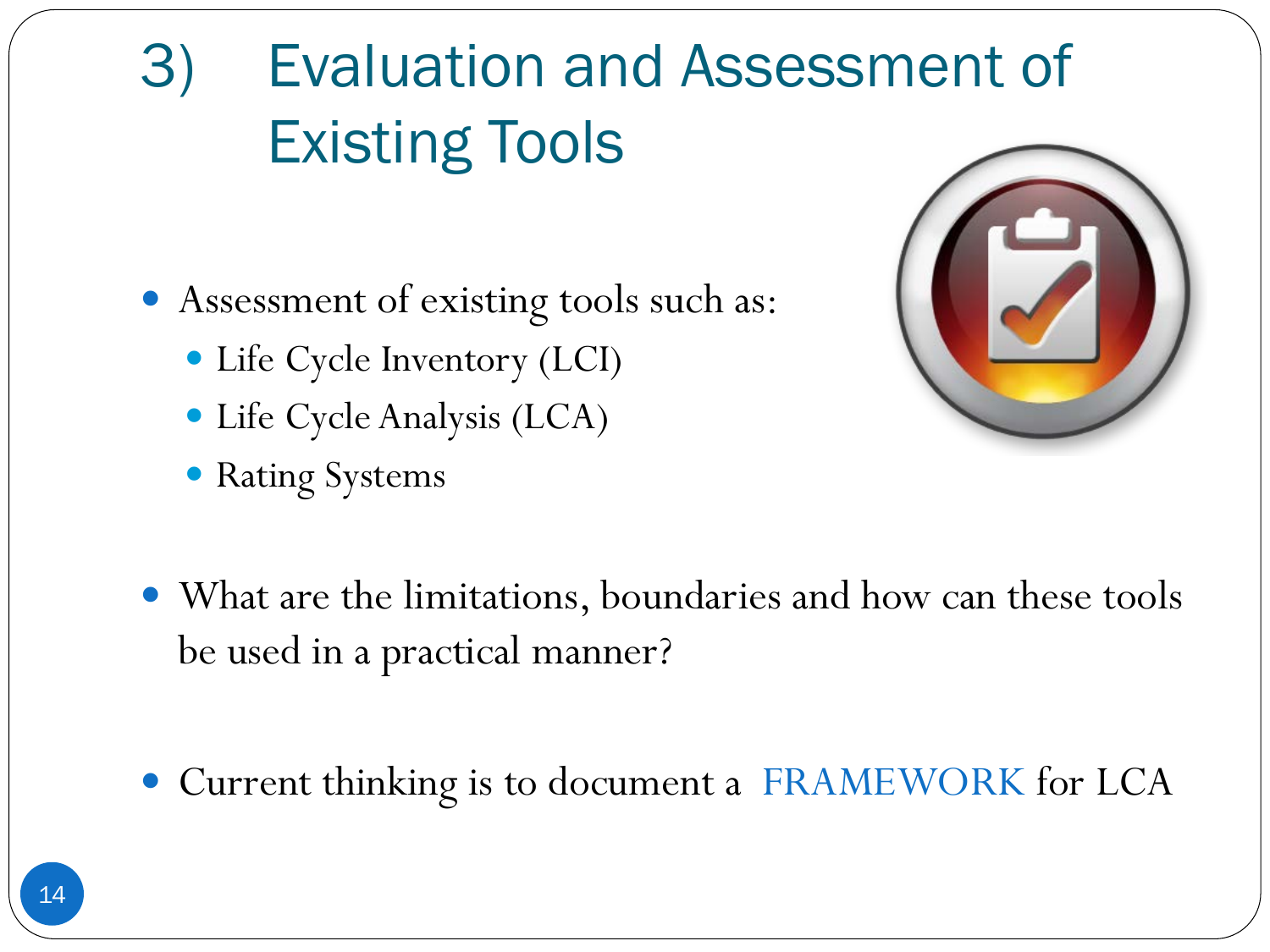# 3) Evaluation and Assessment of Existing Tools

- Assessment of existing tools such as:
  - Life Cycle Inventory (LCI)
  - Life Cycle Analysis (LCA)
  - Rating Systems

- What are the limitations, boundaries and how can these tools be used in a practical manner?

- Current thinking is to document a FRAMEWORK for LCA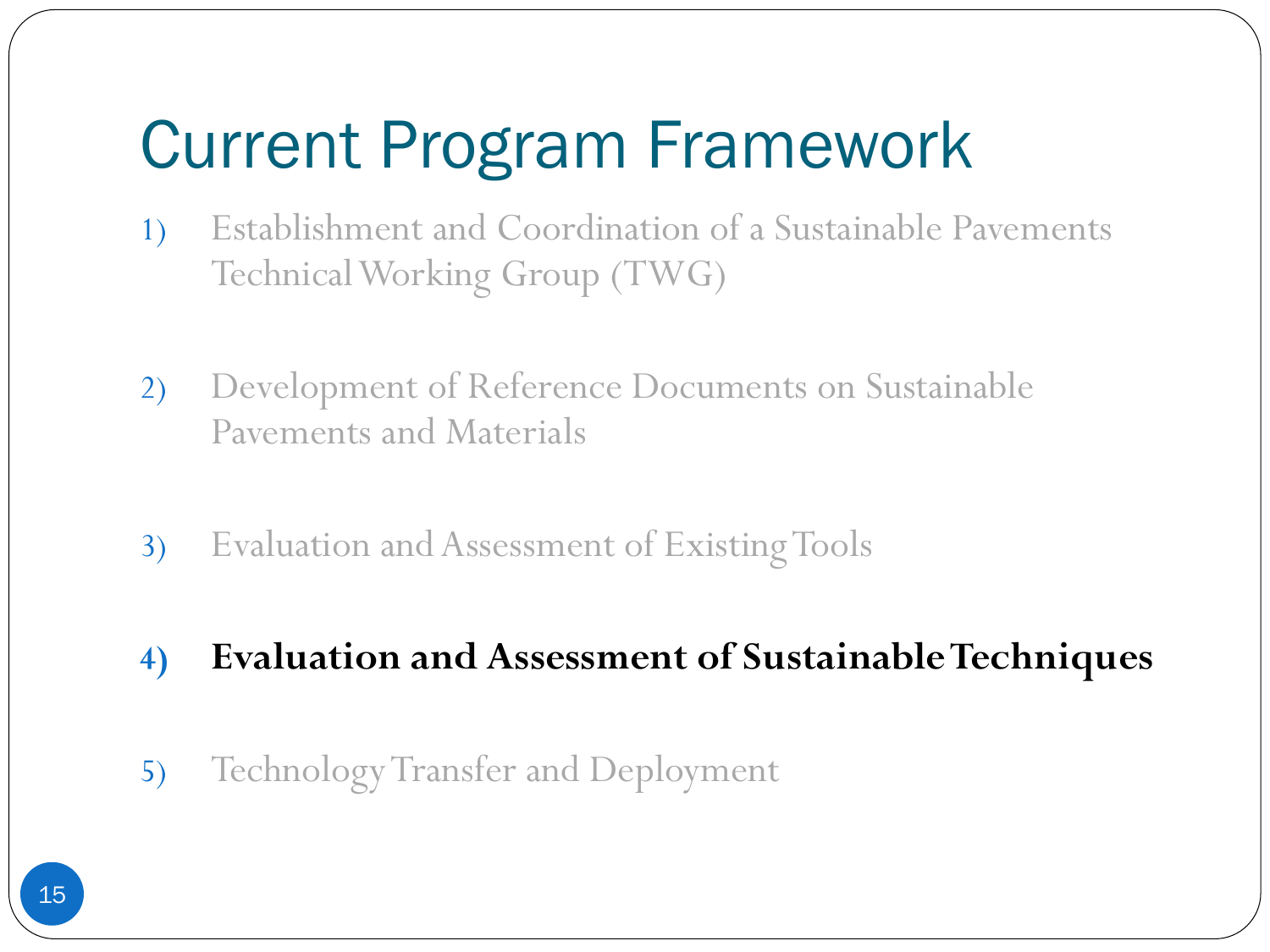# Current Program Framework

1) Establishment and Coordination of a Sustainable Pavements Technical Working Group (TWG)
2) Development of Reference Documents on Sustainable Pavements and Materials
3) Evaluation and Assessment of Existing Tools
4) **Evaluation and Assessment of Sustainable Techniques**
5) Technology Transfer and Deployment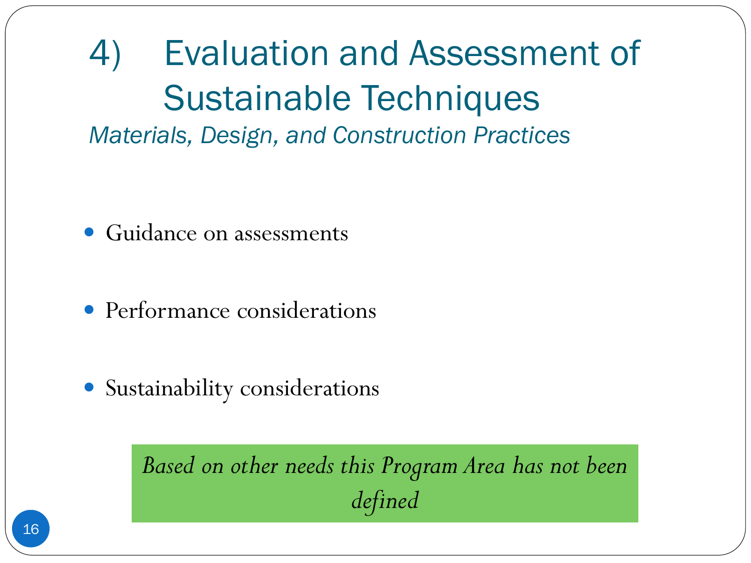# 4) Evaluation and Assessment of Sustainable Techniques

*Materials, Design, and Construction Practices*

- Guidance on assessments
- Performance considerations
- Sustainability considerations

*Based on other needs this Program Area has not been defined*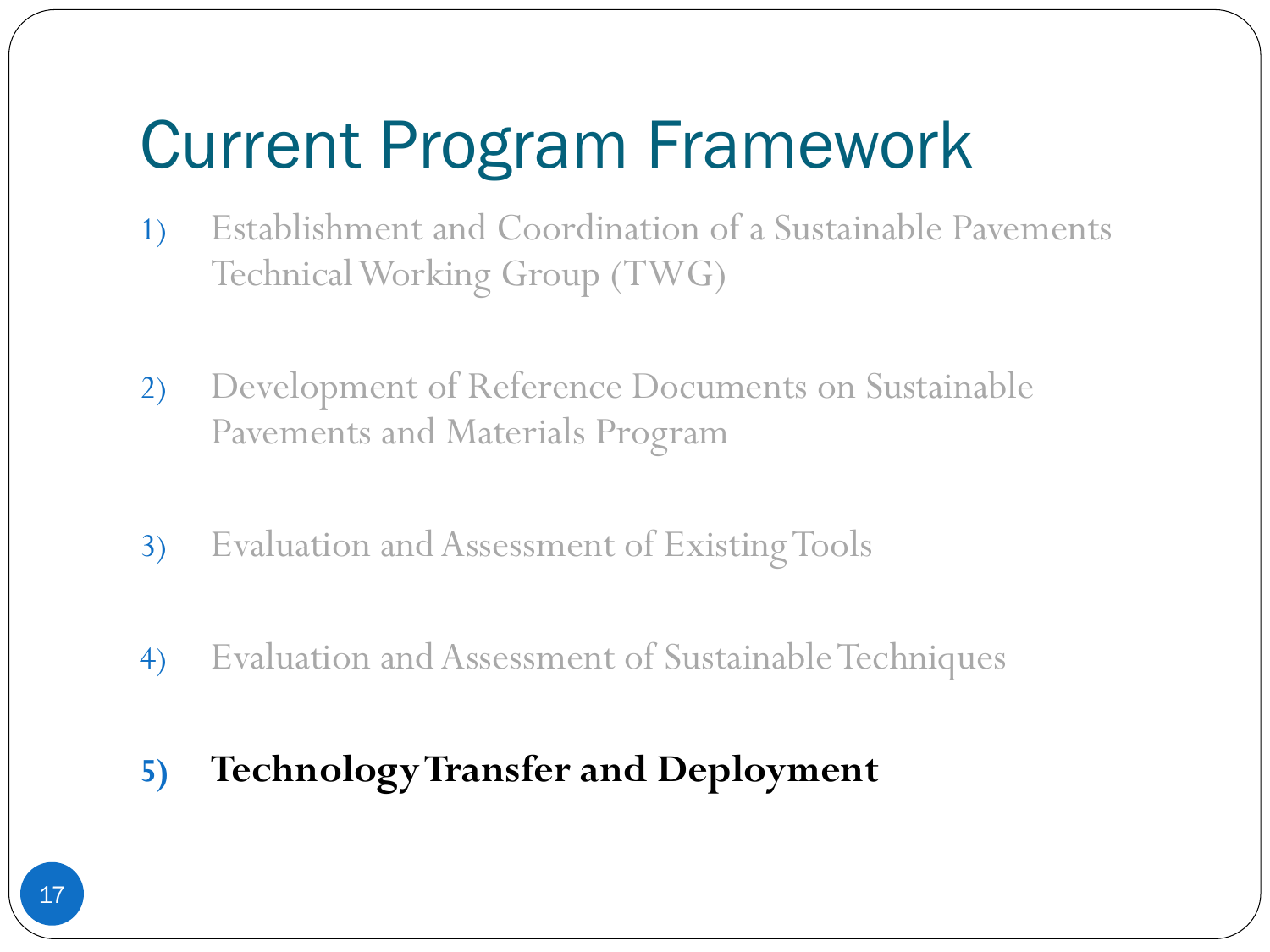# Current Program Framework

1) Establishment and Coordination of a Sustainable Pavements Technical Working Group (TWG)

2) Development of Reference Documents on Sustainable Pavements and Materials Program

3) Evaluation and Assessment of Existing Tools

4) Evaluation and Assessment of Sustainable Techniques

5) **Technology Transfer and Deployment**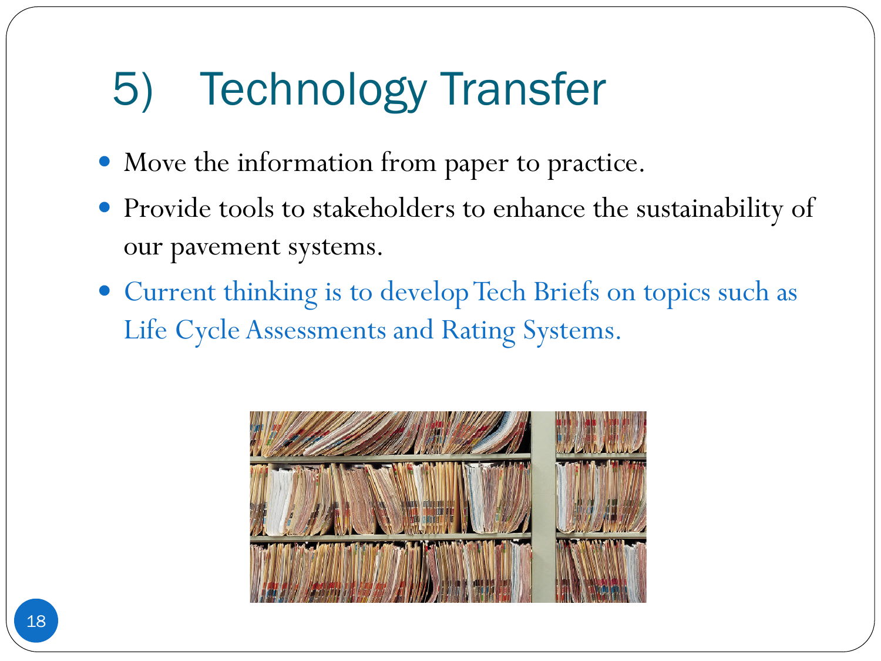# 5) Technology Transfer

- Move the information from paper to practice.
- Provide tools to stakeholders to enhance the sustainability of our pavement systems.
- Current thinking is to develop Tech Briefs on topics such as Life Cycle Assessments and Rating Systems.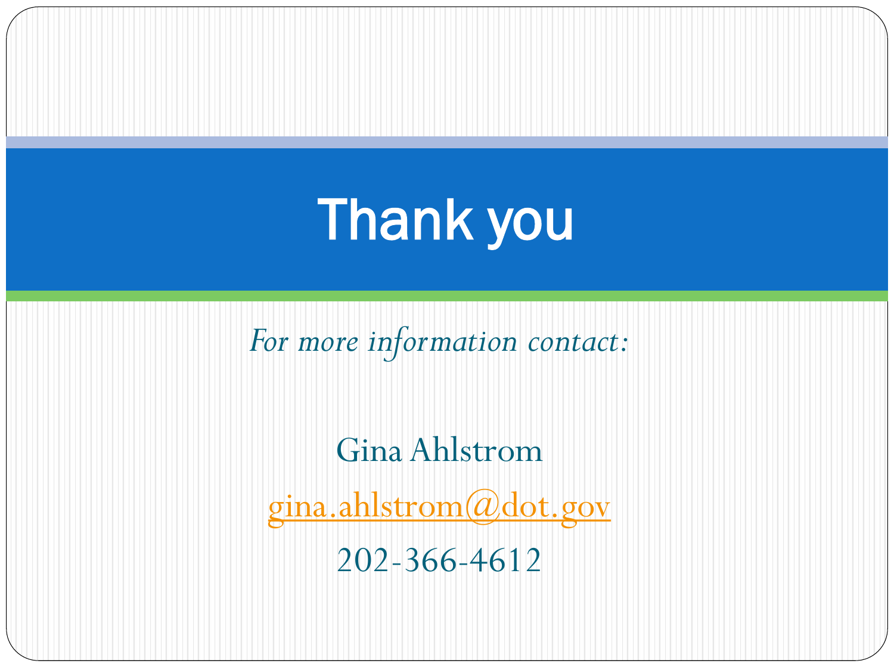# Thank you

*For more information contact:*

Gina Ahlstrom

gina.ahlstrom@dot.gov

202-366-4612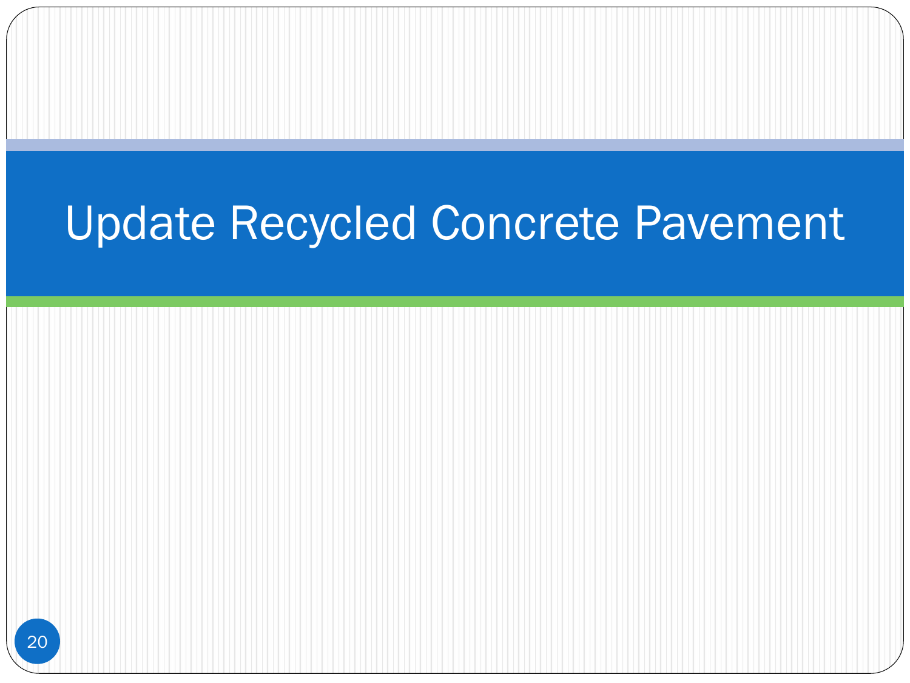# Update Recycled Concrete Pavement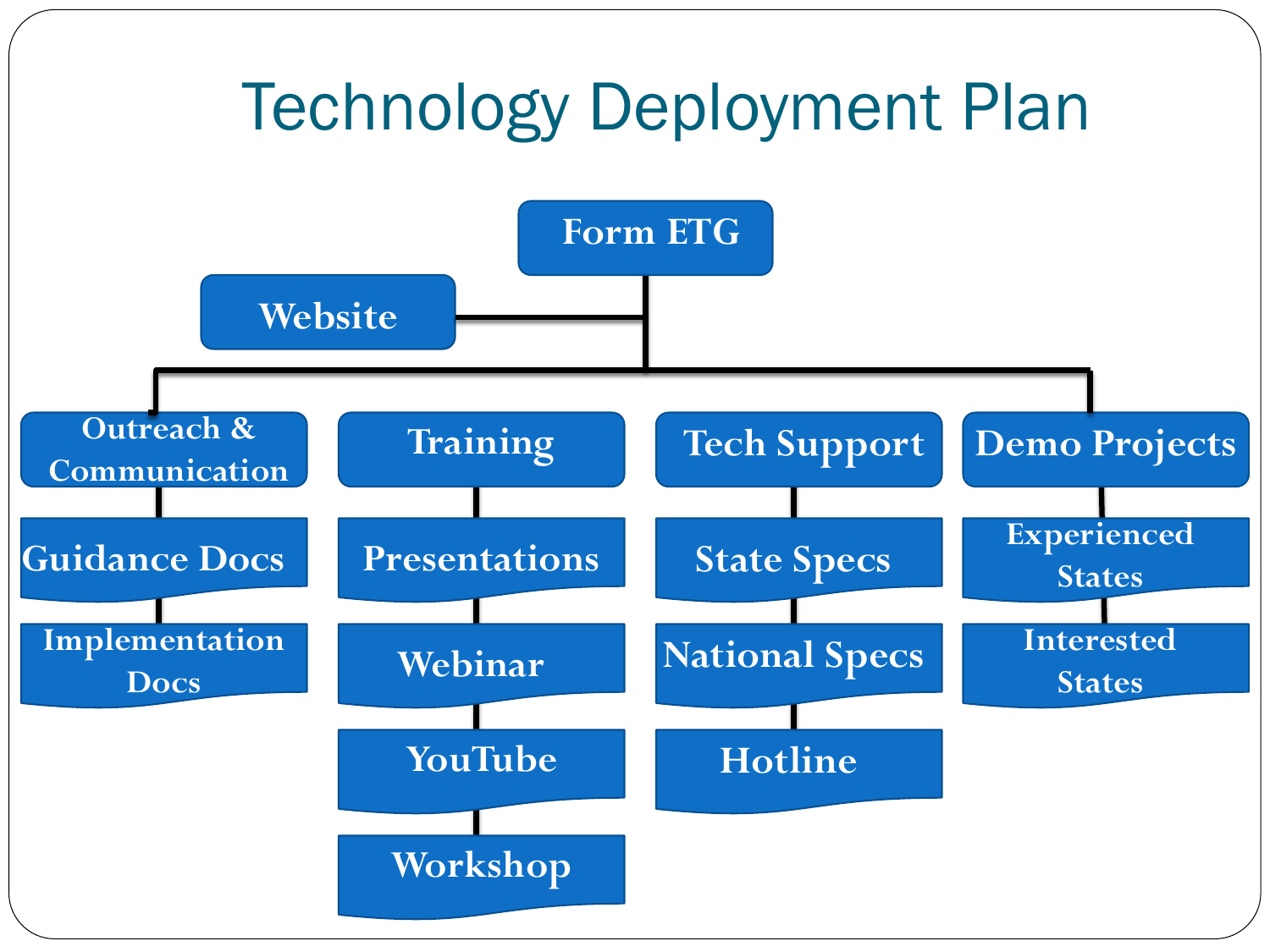# Technology Deployment Plan

- Form ETG
  - Website
  - Outreach & Communication
    - Guidance Docs
    - Implementation Docs
  - Training
    - Presentations
    - Webinar
    - YouTube
    - Workshop
  - Tech Support
    - State Specs
    - National Specs
    - Hotline
  - Demo Projects
    - Experienced States
    - Interested States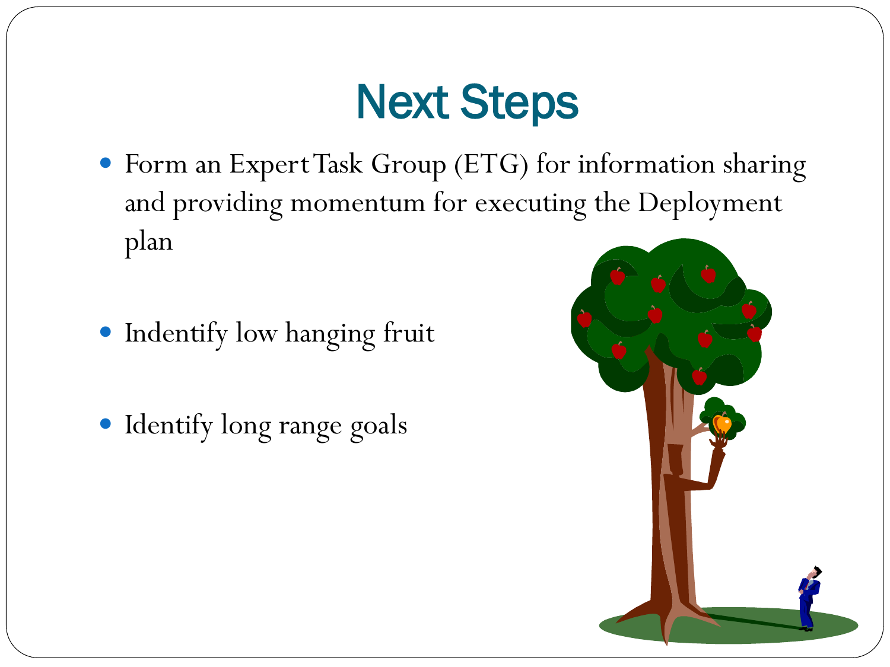# Next Steps

- Form an Expert Task Group (ETG) for information sharing and providing momentum for executing the Deployment plan
- Indentify low hanging fruit
- Identify long range goals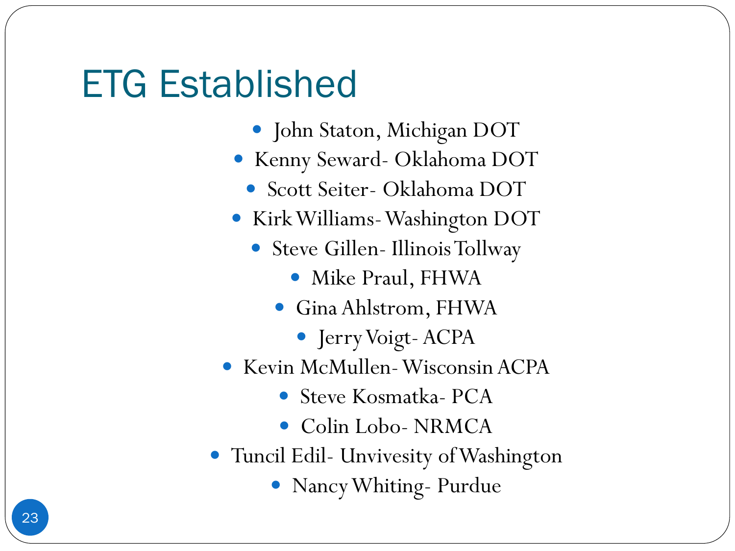# ETG Established

- John Staton, Michigan DOT
- Kenny Seward- Oklahoma DOT
- Scott Seiter- Oklahoma DOT
- Kirk Williams- Washington DOT
- Steve Gillen- Illinois Tollway
- Mike Praul, FHWA
- Gina Ahlstrom, FHWA
- Jerry Voigt- ACPA
- Kevin McMullen- Wisconsin ACPA
- Steve Kosmatka- PCA
- Colin Lobo- NRMCA
- Tuncil Edil- Unvivesity of Washington
- Nancy Whiting- Purdue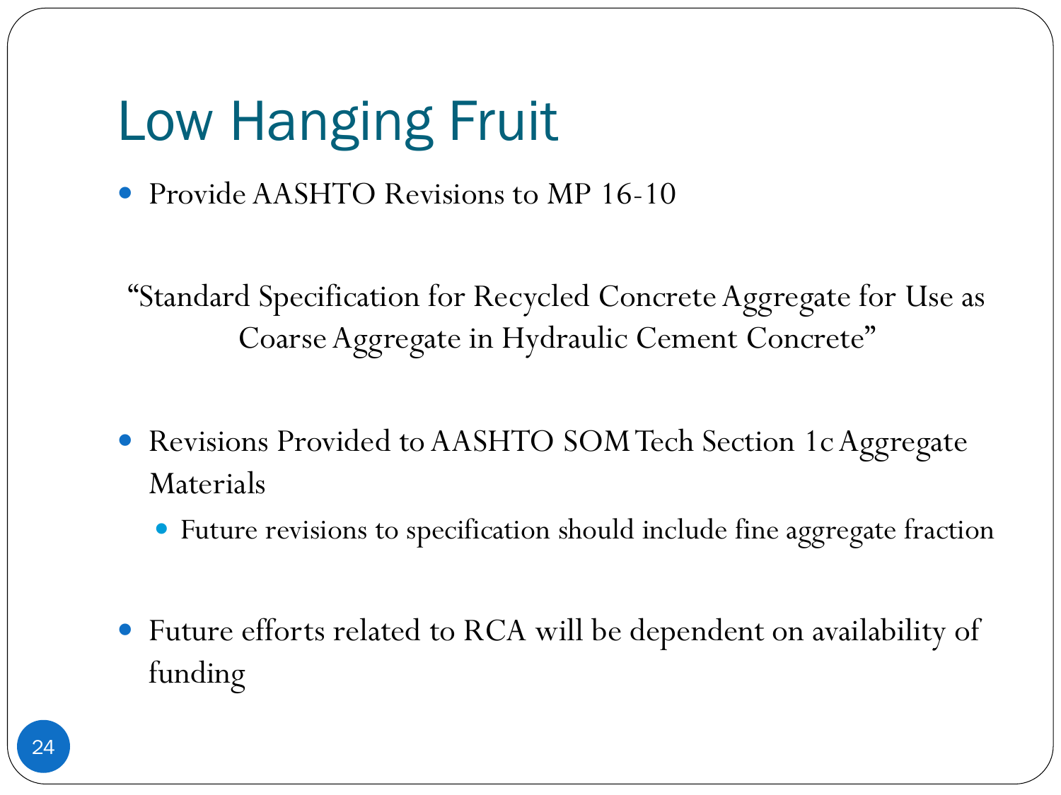# Low Hanging Fruit

- Provide AASHTO Revisions to MP 16-10

“Standard Specification for Recycled Concrete Aggregate for Use as Coarse Aggregate in Hydraulic Cement Concrete”

- Revisions Provided to AASHTO SOM Tech Section 1c Aggregate Materials
  - Future revisions to specification should include fine aggregate fraction

- Future efforts related to RCA will be dependent on availability of funding